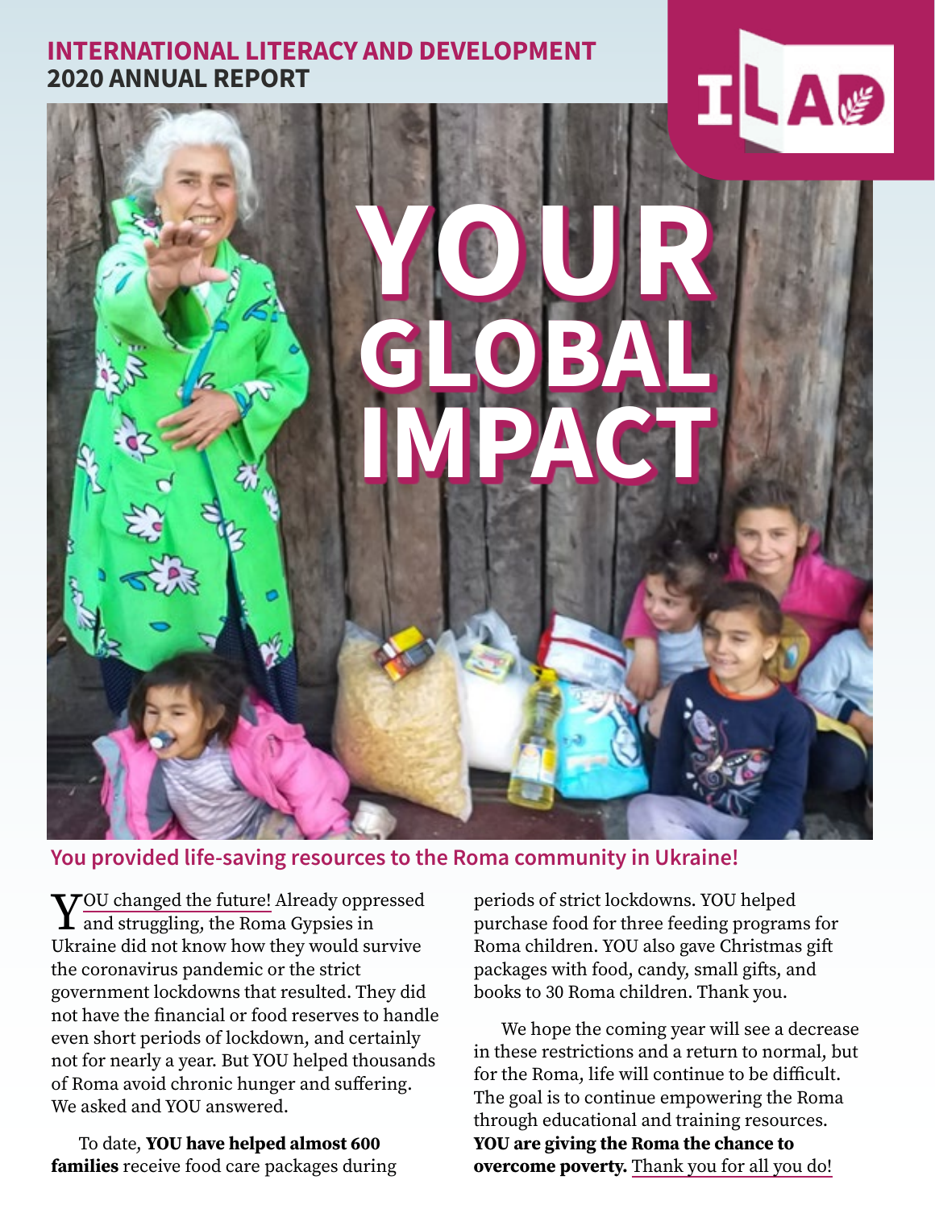**INTERNATIONAL LITERACY AND DEVELOPMENT**
**2020 ANNUAL REPORT**

ILAD

# YOUR GLOBAL IMPACT

## You provided life-saving resources to the Roma community in Ukraine!

YOU changed the future! Already oppressed and struggling, the Roma Gypsies in Ukraine did not know how they would survive the coronavirus pandemic or the strict government lockdowns that resulted. They did not have the financial or food reserves to handle even short periods of lockdown, and certainly not for nearly a year. But YOU helped thousands of Roma avoid chronic hunger and suffering. We asked and YOU answered.

To date, **YOU have helped almost 600 families** receive food care packages during periods of strict lockdowns. YOU helped purchase food for three feeding programs for Roma children. YOU also gave Christmas gift packages with food, candy, small gifts, and books to 30 Roma children. Thank you.

We hope the coming year will see a decrease in these restrictions and a return to normal, but for the Roma, life will continue to be difficult. The goal is to continue empowering the Roma through educational and training resources. **YOU are giving the Roma the chance to overcome poverty.** Thank you for all you do!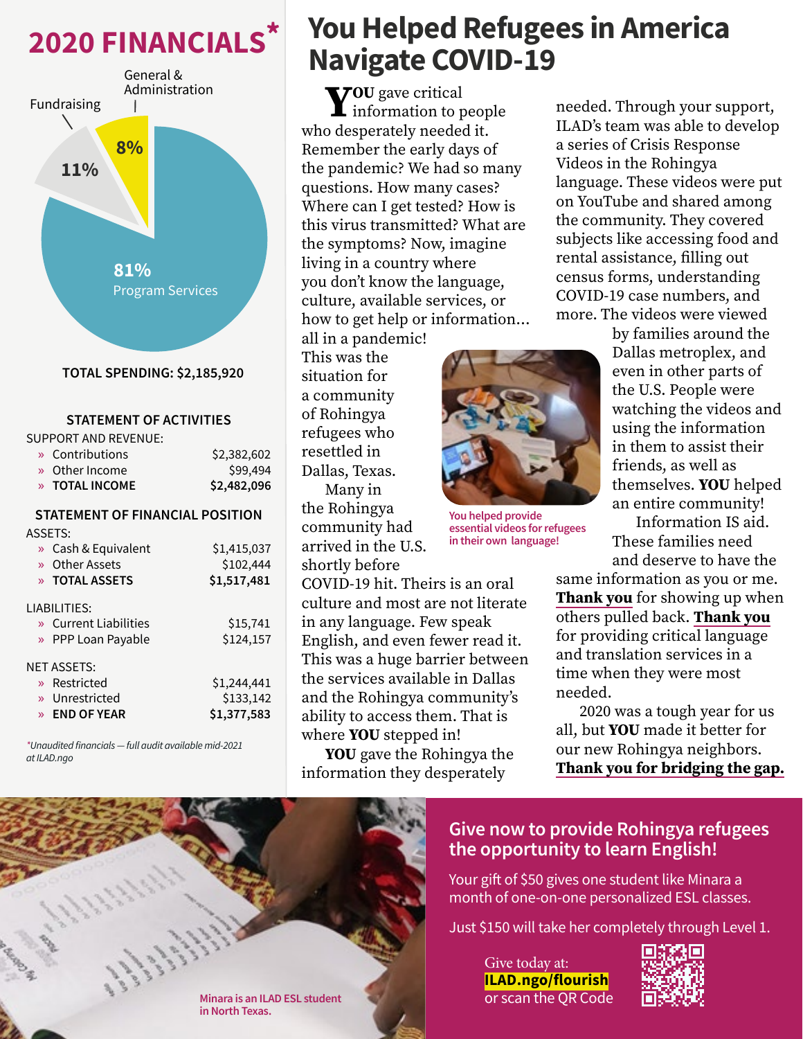# 2020 FINANCIALS*

General & Administration 8%

Fundraising 11%

81% Program Services

**TOTAL SPENDING: $2,185,920**

## STATEMENT OF ACTIVITIES

| SUPPORT AND REVENUE: | |
|---|---|
| » Contributions | $2,382,602 |
| » Other Income | $99,494 |
| » **TOTAL INCOME** | **$2,482,096** |

## STATEMENT OF FINANCIAL POSITION

| ASSETS: | |
|---|---|
| » Cash & Equivalent | $1,415,037 |
| » Other Assets | $102,444 |
| » **TOTAL ASSETS** | **$1,517,481** |
| LIABILITIES: | |
| » Current Liabilities | $15,741 |
| » PPP Loan Payable | $124,157 |
| NET ASSETS: | |
| » Restricted | $1,244,441 |
| » Unrestricted | $133,142 |
| » **END OF YEAR** | **$1,377,583** |

*\*Unaudited financials — full audit available mid-2021 at ILAD.ngo*

# You Helped Refugees in America Navigate COVID-19

**YOU** gave critical information to people who desperately needed it. Remember the early days of the pandemic? We had so many questions. How many cases? Where can I get tested? How is this virus transmitted? What are the symptoms? Now, imagine living in a country where you don't know the language, culture, available services, or how to get help or information... all in a pandemic! This was the situation for a community of Rohingya refugees who resettled in Dallas, Texas.

Many in the Rohingya community had arrived in the U.S. shortly before COVID-19 hit. Theirs is an oral culture and most are not literate in any language. Few speak English, and even fewer read it. This was a huge barrier between the services available in Dallas and the Rohingya community's ability to access them. That is where **YOU** stepped in!

**YOU** gave the Rohingya the information they desperately needed. Through your support, ILAD's team was able to develop a series of Crisis Response Videos in the Rohingya language. These videos were put on YouTube and shared among the community. They covered subjects like accessing food and rental assistance, filling out census forms, understanding COVID-19 case numbers, and more. The videos were viewed by families around the Dallas metroplex, and even in other parts of the U.S. People were watching the videos and using the information in them to assist their friends, as well as themselves. **YOU** helped an entire community!

You helped provide essential videos for refugees in their own language!

Information IS aid. These families need and deserve to have the same information as you or me. **Thank you** for showing up when others pulled back. **Thank you** for providing critical language and translation services in a time when they were most needed.

2020 was a tough year for us all, but **YOU** made it better for our new Rohingya neighbors. **Thank you for bridging the gap.**

Minara is an ILAD ESL student in North Texas.

## Give now to provide Rohingya refugees the opportunity to learn English!

Your gift of $50 gives one student like Minara a month of one-on-one personalized ESL classes.

Just $150 will take her completely through Level 1.

Give today at: **ILAD.ngo/flourish** or scan the QR Code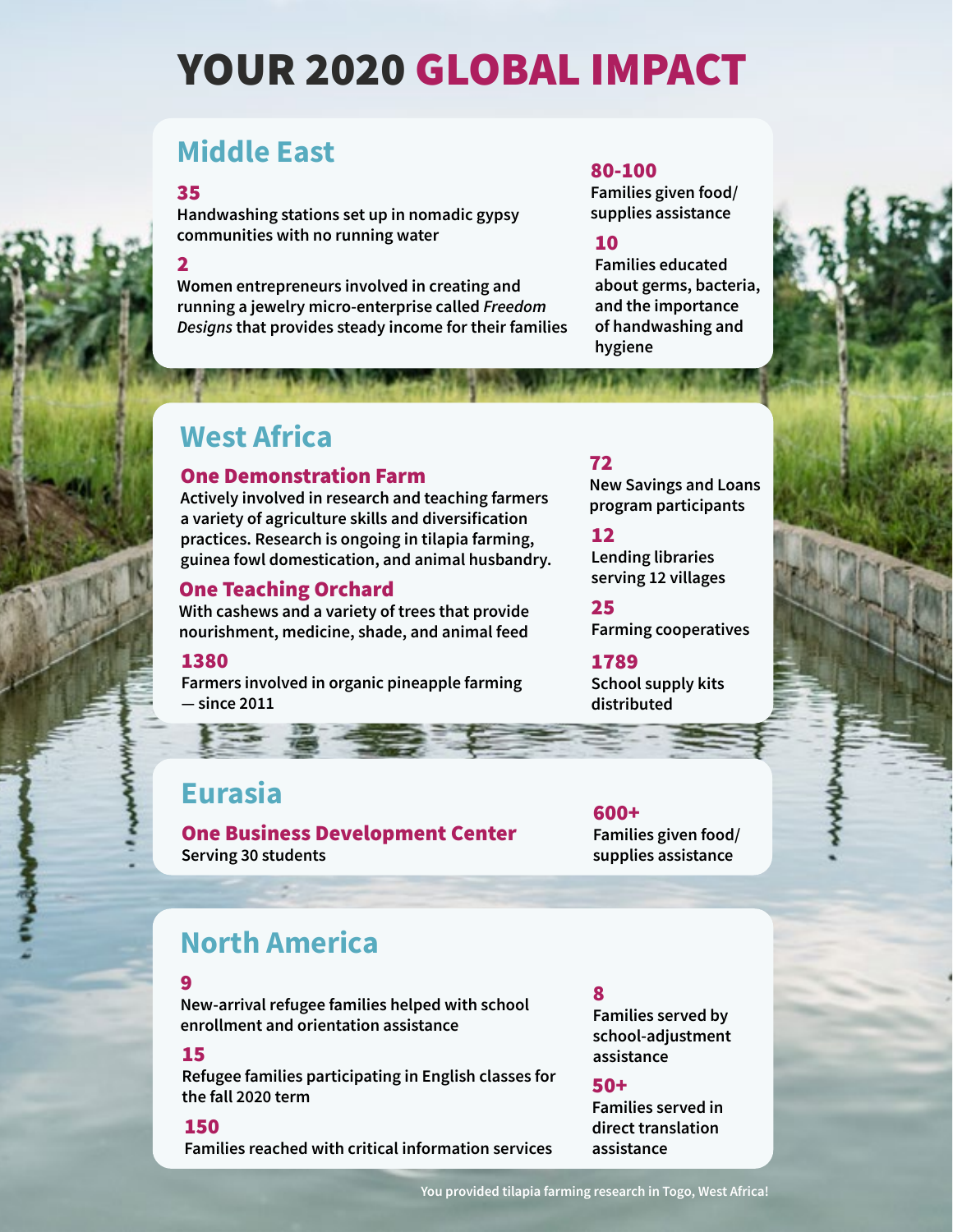# YOUR 2020 GLOBAL IMPACT

## Middle East

**35**
Handwashing stations set up in nomadic gypsy communities with no running water

**2**
Women entrepreneurs involved in creating and running a jewelry micro-enterprise called *Freedom Designs* that provides steady income for their families

**80-100**
Families given food/supplies assistance

**10**
Families educated about germs, bacteria, and the importance of handwashing and hygiene

## West Africa

### One Demonstration Farm

Actively involved in research and teaching farmers a variety of agriculture skills and diversification practices. Research is ongoing in tilapia farming, guinea fowl domestication, and animal husbandry.

### One Teaching Orchard

With cashews and a variety of trees that provide nourishment, medicine, shade, and animal feed

**1380**
Farmers involved in organic pineapple farming — since 2011

**72**
New Savings and Loans program participants

**12**
Lending libraries serving 12 villages

**25**
Farming cooperatives

**1789**
School supply kits distributed

## Eurasia

### One Business Development Center

Serving 30 students

**600+**
Families given food/supplies assistance

## North America

**9**
New-arrival refugee families helped with school enrollment and orientation assistance

**15**
Refugee families participating in English classes for the fall 2020 term

**150**
Families reached with critical information services

**8**
Families served by school-adjustment assistance

**50+**
Families served in direct translation assistance

You provided tilapia farming research in Togo, West Africa!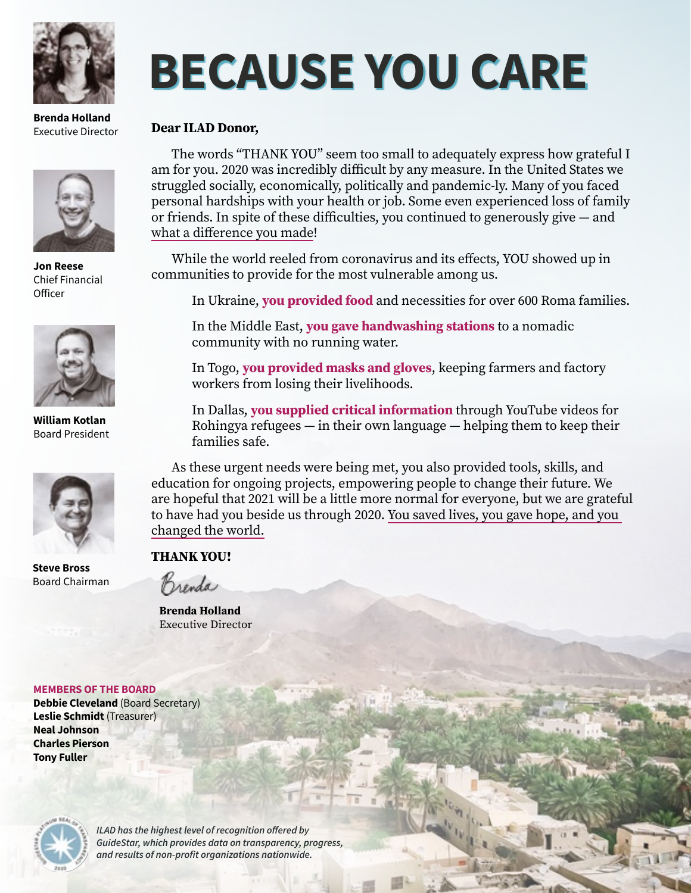# BECAUSE YOU CARE

**Brenda Holland**
Executive Director

**Jon Reese**
Chief Financial Officer

**William Kotlan**
Board President

**Steve Bross**
Board Chairman

**Dear ILAD Donor,**

The words "THANK YOU" seem too small to adequately express how grateful I am for you. 2020 was incredibly difficult by any measure. In the United States we struggled socially, economically, politically and pandemic-ly. Many of you faced personal hardships with your health or job. Some even experienced loss of family or friends. In spite of these difficulties, you continued to generously give — and what a difference you made!

While the world reeled from coronavirus and its effects, YOU showed up in communities to provide for the most vulnerable among us.

In Ukraine, **you provided food** and necessities for over 600 Roma families.

In the Middle East, **you gave handwashing stations** to a nomadic community with no running water.

In Togo, **you provided masks and gloves**, keeping farmers and factory workers from losing their livelihoods.

In Dallas, **you supplied critical information** through YouTube videos for Rohingya refugees — in their own language — helping them to keep their families safe.

As these urgent needs were being met, you also provided tools, skills, and education for ongoing projects, empowering people to change their future. We are hopeful that 2021 will be a little more normal for everyone, but we are grateful to have had you beside us through 2020. You saved lives, you gave hope, and you changed the world.

**THANK YOU!**

Brenda

**Brenda Holland**
Executive Director

**MEMBERS OF THE BOARD**

**Debbie Cleveland** (Board Secretary)
**Leslie Schmidt** (Treasurer)
**Neal Johnson**
**Charles Pierson**
**Tony Fuller**

*ILAD has the highest level of recognition offered by GuideStar, which provides data on transparency, progress, and results of non-profit organizations nationwide.*